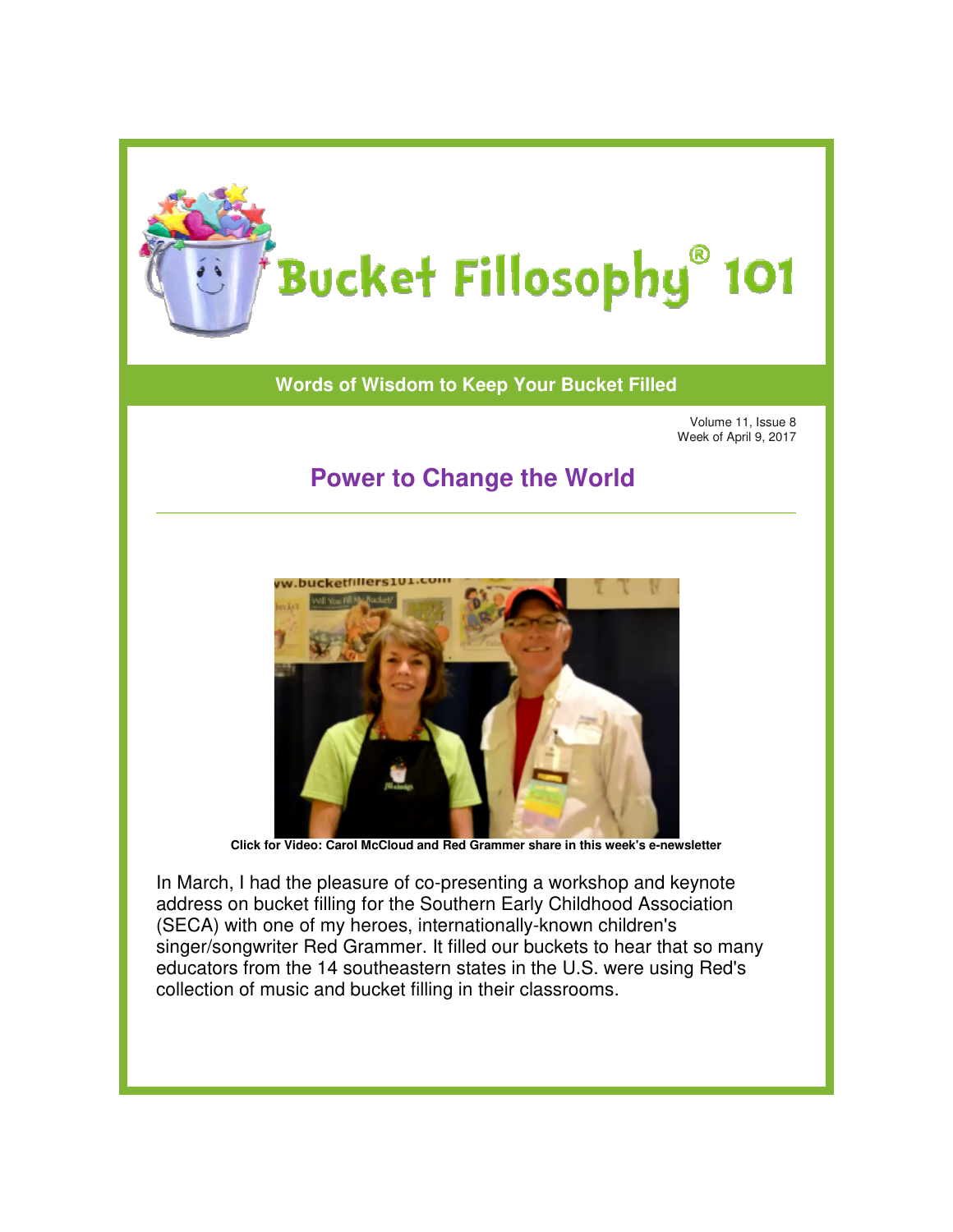# Bucket Fillosophy® 101

**Words of Wisdom to Keep Your Bucket Filled**

Volume 11, Issue 8
Week of April 9, 2017

## Power to Change the World

**Click for Video: Carol McCloud and Red Grammer share in this week's e-newsletter**

In March, I had the pleasure of co-presenting a workshop and keynote address on bucket filling for the Southern Early Childhood Association (SECA) with one of my heroes, internationally-known children's singer/songwriter Red Grammer. It filled our buckets to hear that so many educators from the 14 southeastern states in the U.S. were using Red's collection of music and bucket filling in their classrooms.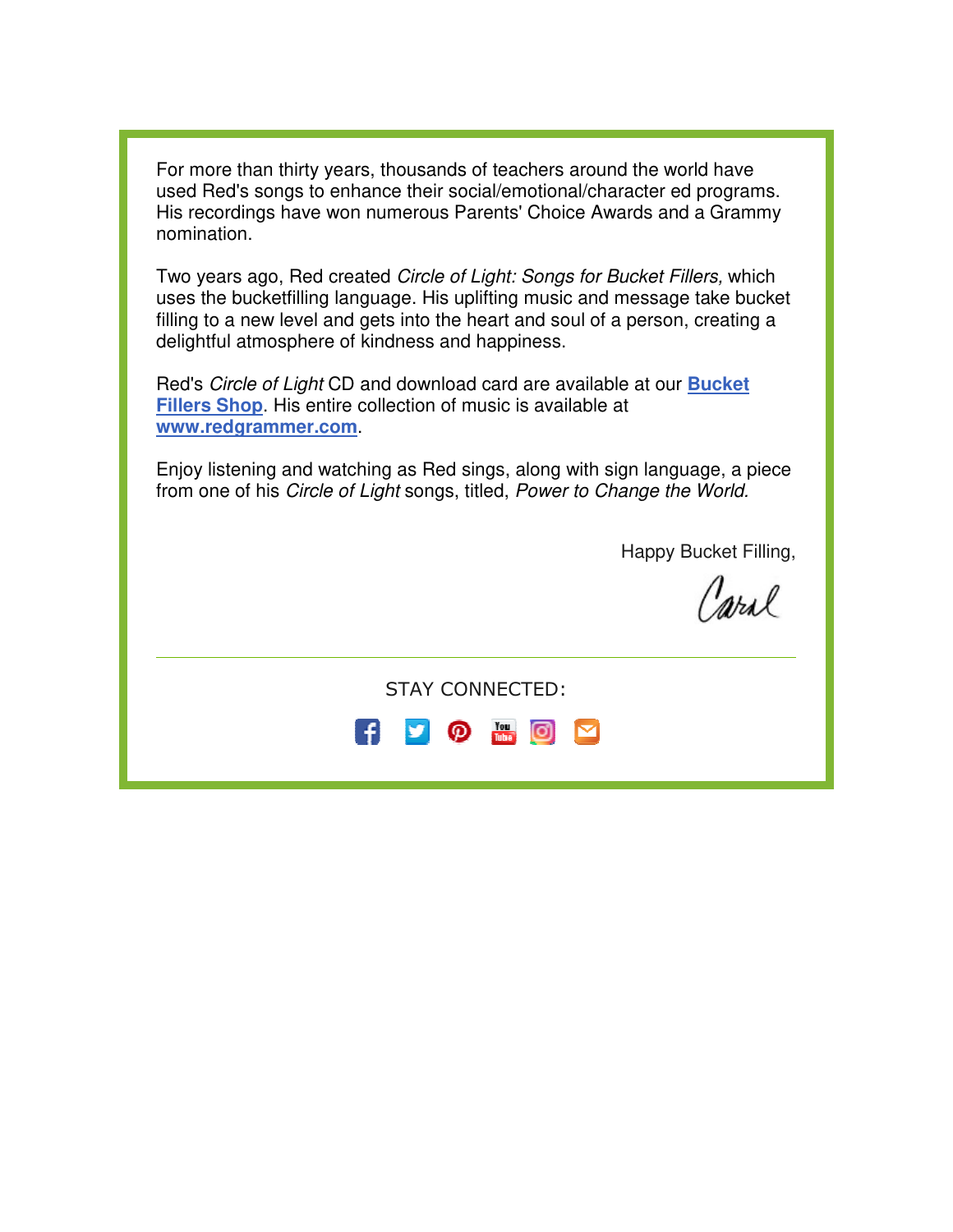For more than thirty years, thousands of teachers around the world have used Red's songs to enhance their social/emotional/character ed programs. His recordings have won numerous Parents' Choice Awards and a Grammy nomination.

Two years ago, Red created *Circle of Light: Songs for Bucket Fillers,* which uses the bucketfilling language. His uplifting music and message take bucket filling to a new level and gets into the heart and soul of a person, creating a delightful atmosphere of kindness and happiness.

Red's *Circle of Light* CD and download card are available at our **Bucket Fillers Shop**. His entire collection of music is available at **www.redgrammer.com**.

Enjoy listening and watching as Red sings, along with sign language, a piece from one of his *Circle of Light* songs, titled, *Power to Change the World.*

Happy Bucket Filling,

Carol

---

STAY CONNECTED: